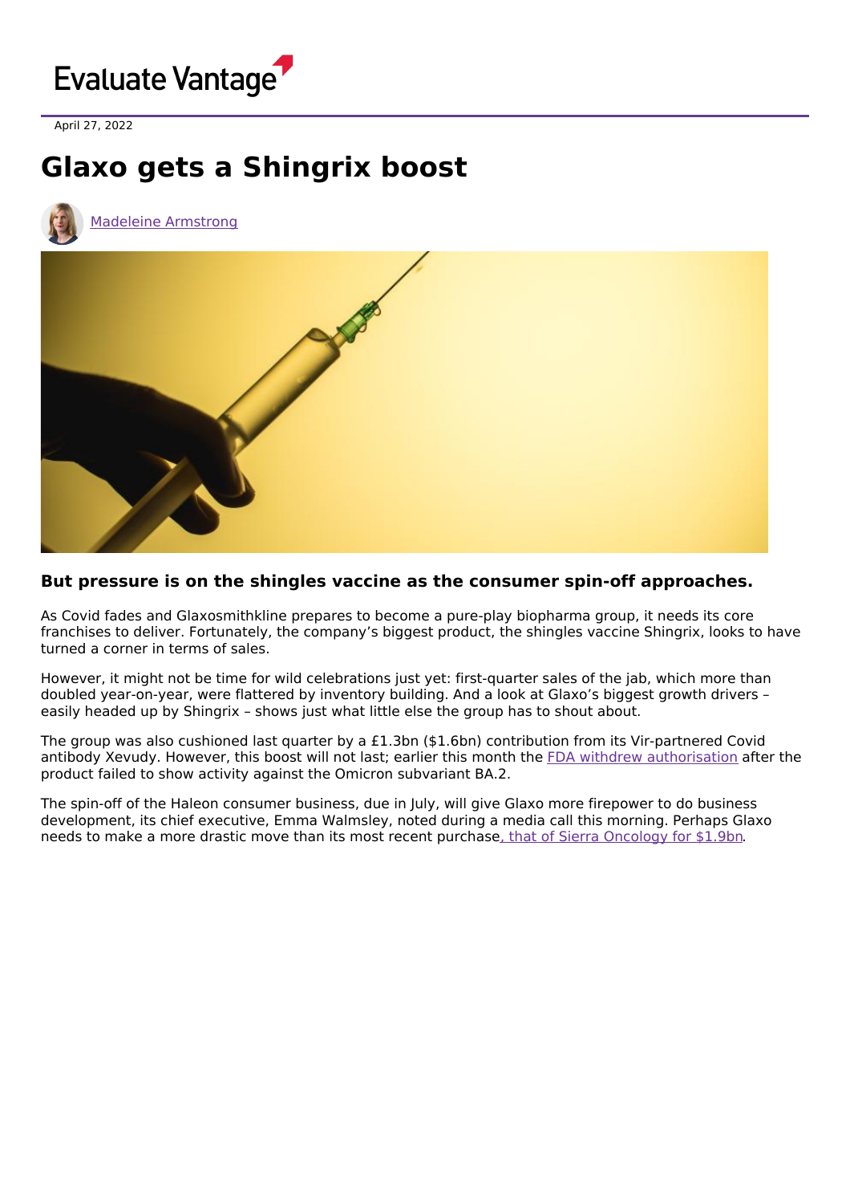April 27, 2022

# Glaxo gets a Shingrix boost

Madeleine Armstrong

### But pressure is on the shingles vaccine as the consumer spin-off approaches.

As Covid fades and Glaxosmithkline prepares to become a pure-play biopharma group, it needs its core franchises to deliver. Fortunately, the company's biggest product, the shingles vaccine Shingrix, looks to have turned a corner in terms of sales.

However, it might not be time for wild celebrations just yet: first-quarter sales of the jab, which more than doubled year-on-year, were flattered by inventory building. And a look at Glaxo's biggest growth drivers – easily headed up by Shingrix – shows just what little else the group has to shout about.

The group was also cushioned last quarter by a £1.3bn ($1.6bn) contribution from its Vir-partnered Covid antibody Xevudy. However, this boost will not last; earlier this month the FDA withdrew authorisation after the product failed to show activity against the Omicron subvariant BA.2.

The spin-off of the Haleon consumer business, due in July, will give Glaxo more firepower to do business development, its chief executive, Emma Walmsley, noted during a media call this morning. Perhaps Glaxo needs to make a more drastic move than its most recent purchase, that of Sierra Oncology for $1.9bn.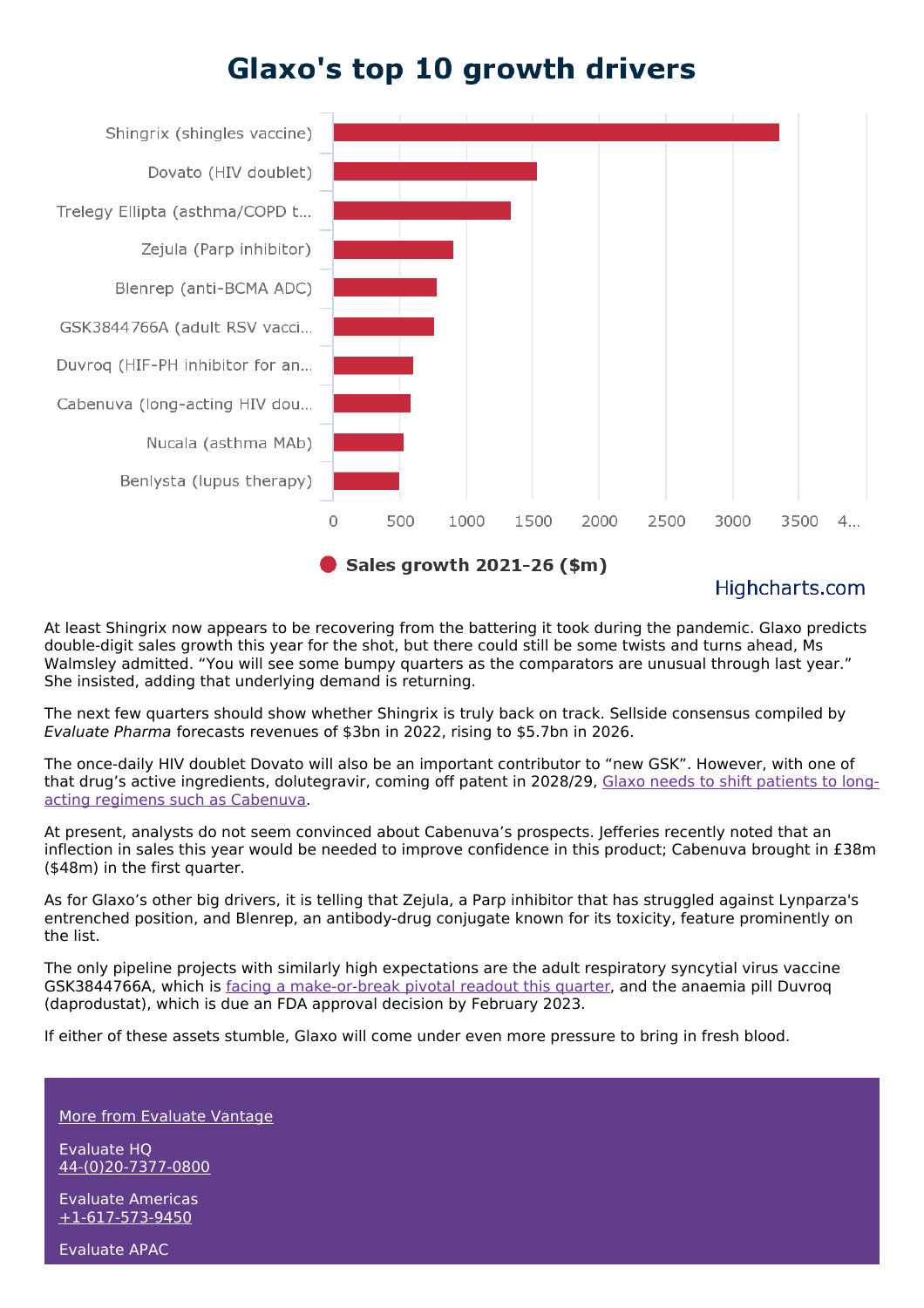## Glaxo's top 10 growth drivers

Shingrix (shingles vaccine)
Dovato (HIV doublet)
Trelegy Ellipta (asthma/COPD t...
Zejula (Parp inhibitor)
Blenrep (anti-BCMA ADC)
GSK3844766A (adult RSV vacci...
Duvroq (HIF-PH inhibitor for an...
Cabenuva (long-acting HIV dou...
Nucala (asthma MAb)
Benlysta (lupus therapy)

0 500 1000 1500 2000 2500 3000 3500 4...

Sales growth 2021-26 ($m)

Highcharts.com

At least Shingrix now appears to be recovering from the battering it took during the pandemic. Glaxo predicts double-digit sales growth this year for the shot, but there could still be some twists and turns ahead, Ms Walmsley admitted. "You will see some bumpy quarters as the comparators are unusual through last year." She insisted, adding that underlying demand is returning.

The next few quarters should show whether Shingrix is truly back on track. Sellside consensus compiled by *Evaluate Pharma* forecasts revenues of $3bn in 2022, rising to $5.7bn in 2026.

The once-daily HIV doublet Dovato will also be an important contributor to "new GSK". However, with one of that drug's active ingredients, dolutegravir, coming off patent in 2028/29, Glaxo needs to shift patients to long-acting regimens such as Cabenuva.

At present, analysts do not seem convinced about Cabenuva's prospects. Jefferies recently noted that an inflection in sales this year would be needed to improve confidence in this product; Cabenuva brought in £38m ($48m) in the first quarter.

As for Glaxo's other big drivers, it is telling that Zejula, a Parp inhibitor that has struggled against Lynparza's entrenched position, and Blenrep, an antibody-drug conjugate known for its toxicity, feature prominently on the list.

The only pipeline projects with similarly high expectations are the adult respiratory syncytial virus vaccine GSK3844766A, which is facing a make-or-break pivotal readout this quarter, and the anaemia pill Duvroq (daprodustat), which is due an FDA approval decision by February 2023.

If either of these assets stumble, Glaxo will come under even more pressure to bring in fresh blood.

More from Evaluate Vantage

Evaluate HQ
44-(0)20-7377-0800

Evaluate Americas
+1-617-573-9450

Evaluate APAC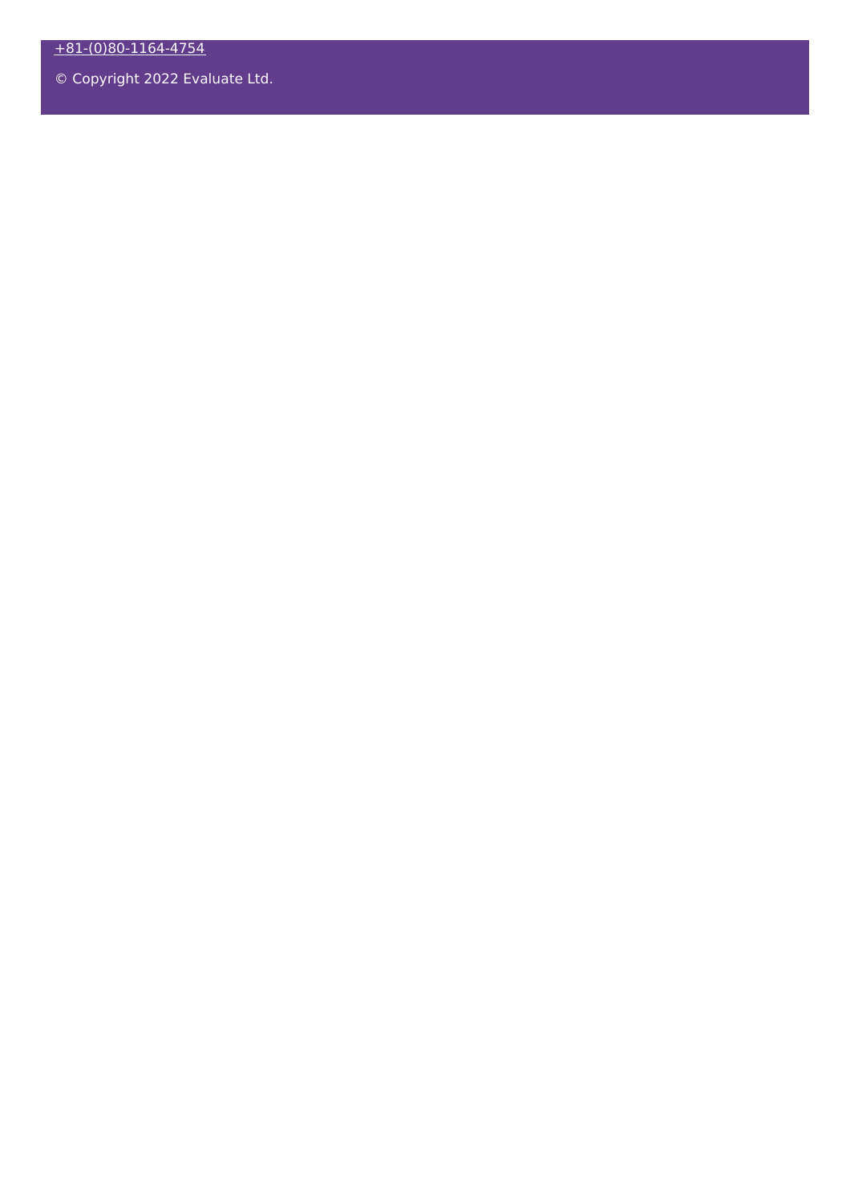+81-(0)80-1164-4754

© Copyright 2022 Evaluate Ltd.